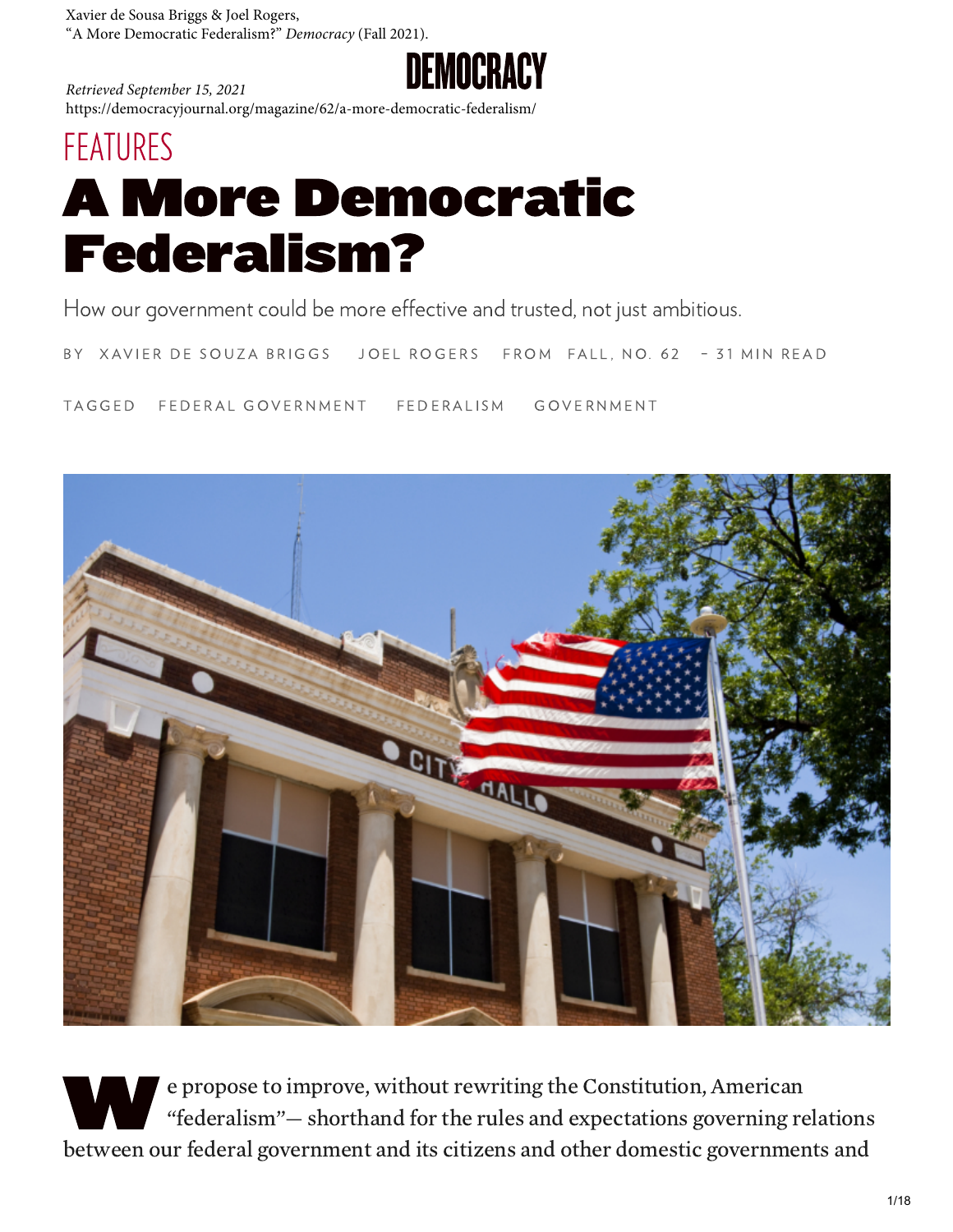Xavier de Sousa Briggs & Joel Rogers,
"A More Democratic Federalism?" *Democracy* (Fall 2021).

*Retrieved September 15, 2021*
https://democracyjournal.org/magazine/62/a-more-democratic-federalism/

DEMOCRACY

FEATURES

# A More Democratic Federalism?

How our government could be more effective and trusted, not just ambitious.

BY XAVIER DE SOUZA BRIGGS JOEL ROGERS FROM FALL, NO. 62 – 31 MIN READ

TAGGED FEDERAL GOVERNMENT FEDERALISM GOVERNMENT

We propose to improve, without rewriting the Constitution, American "federalism"— shorthand for the rules and expectations governing relations between our federal government and its citizens and other domestic governments and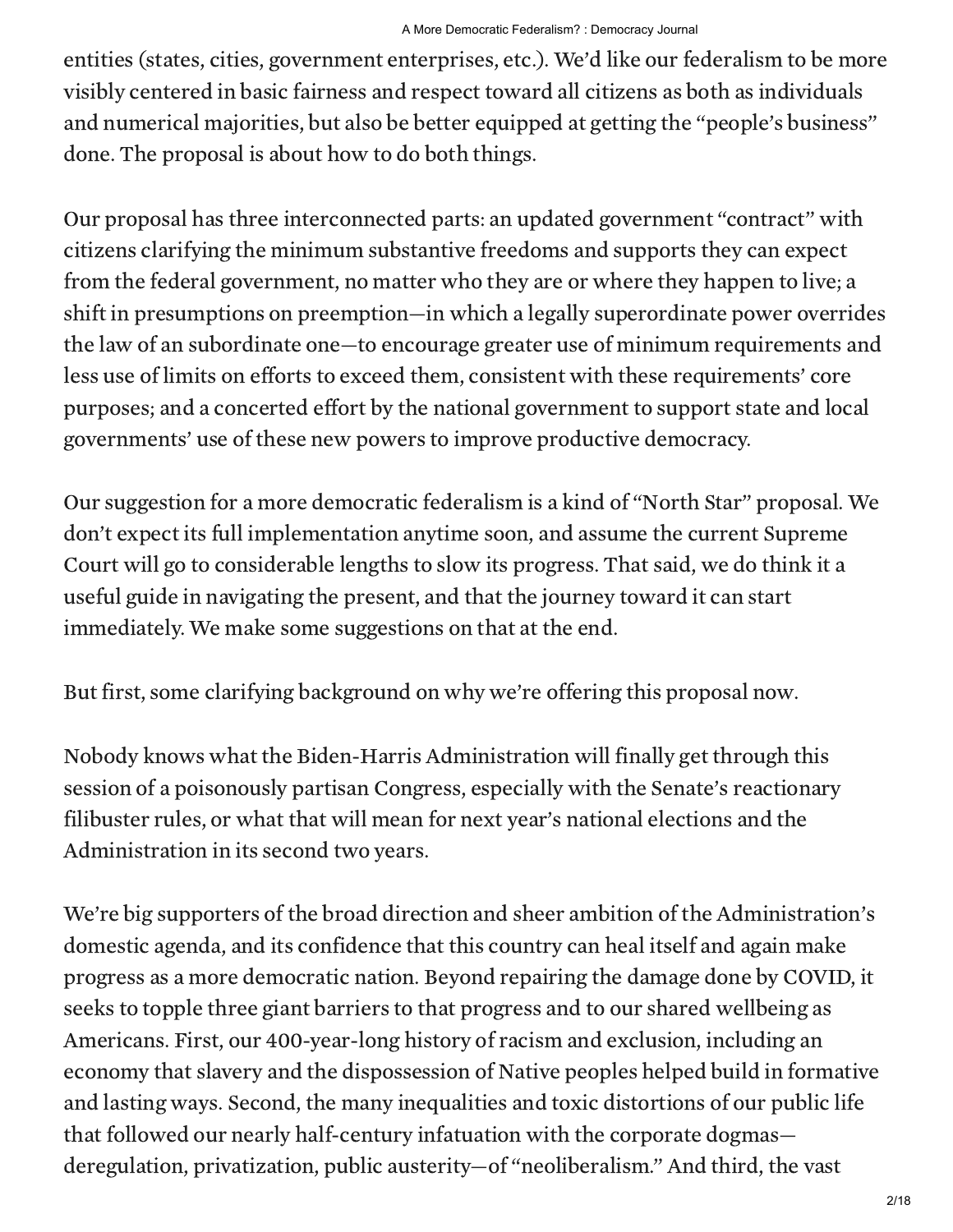entities (states, cities, government enterprises, etc.). We'd like our federalism to be more visibly centered in basic fairness and respect toward all citizens as both as individuals and numerical majorities, but also be better equipped at getting the "people's business" done. The proposal is about how to do both things.

Our proposal has three interconnected parts: an updated government "contract" with citizens clarifying the minimum substantive freedoms and supports they can expect from the federal government, no matter who they are or where they happen to live; a shift in presumptions on preemption—in which a legally superordinate power overrides the law of an subordinate one—to encourage greater use of minimum requirements and less use of limits on efforts to exceed them, consistent with these requirements' core purposes; and a concerted effort by the national government to support state and local governments' use of these new powers to improve productive democracy.

Our suggestion for a more democratic federalism is a kind of "North Star" proposal. We don't expect its full implementation anytime soon, and assume the current Supreme Court will go to considerable lengths to slow its progress. That said, we do think it a useful guide in navigating the present, and that the journey toward it can start immediately. We make some suggestions on that at the end.

But first, some clarifying background on why we're offering this proposal now.

Nobody knows what the Biden-Harris Administration will finally get through this session of a poisonously partisan Congress, especially with the Senate's reactionary filibuster rules, or what that will mean for next year's national elections and the Administration in its second two years.

We're big supporters of the broad direction and sheer ambition of the Administration's domestic agenda, and its confidence that this country can heal itself and again make progress as a more democratic nation. Beyond repairing the damage done by COVID, it seeks to topple three giant barriers to that progress and to our shared wellbeing as Americans. First, our 400-year-long history of racism and exclusion, including an economy that slavery and the dispossession of Native peoples helped build in formative and lasting ways. Second, the many inequalities and toxic distortions of our public life that followed our nearly half-century infatuation with the corporate dogmas—deregulation, privatization, public austerity—of "neoliberalism." And third, the vast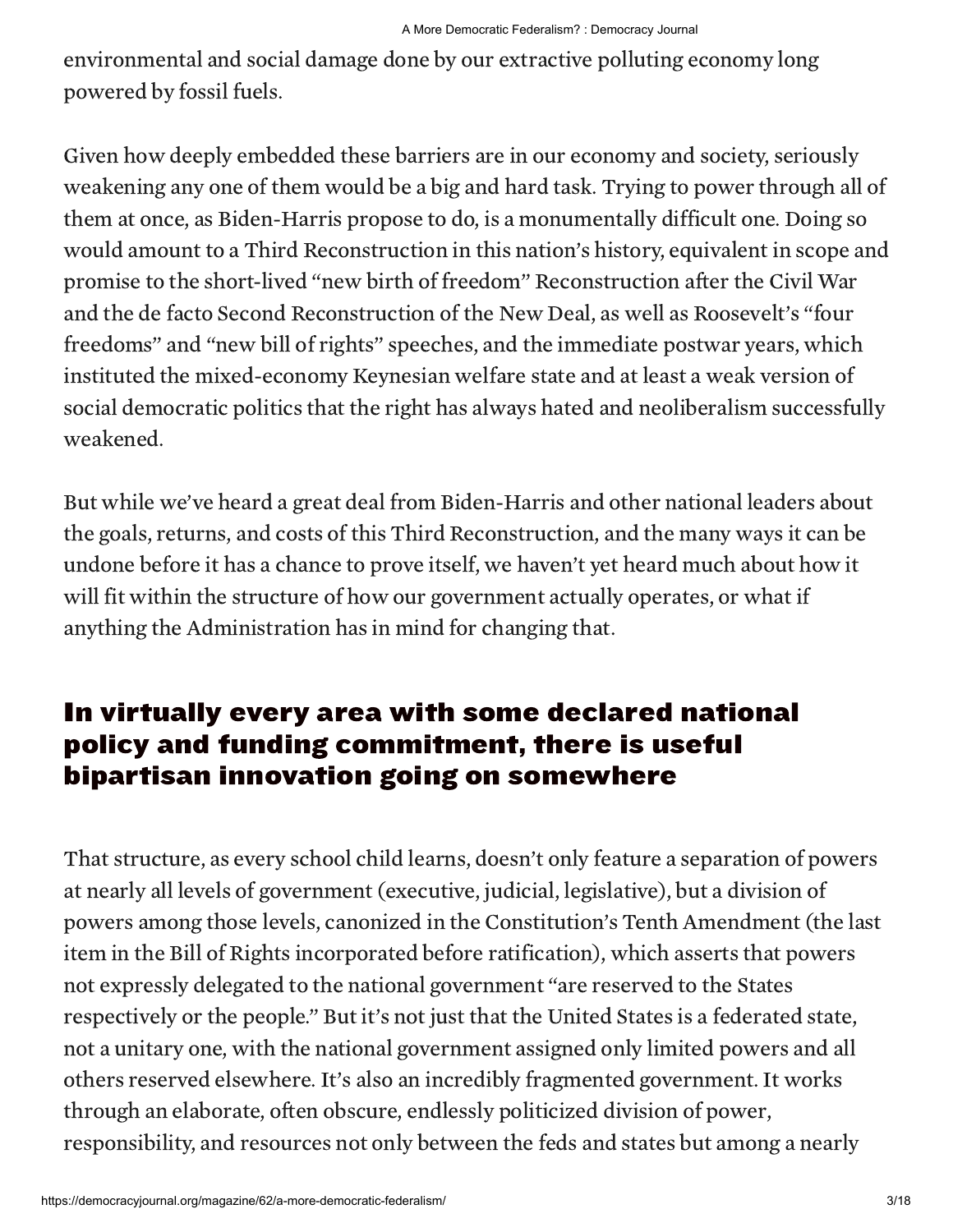environmental and social damage done by our extractive polluting economy long powered by fossil fuels.

Given how deeply embedded these barriers are in our economy and society, seriously weakening any one of them would be a big and hard task. Trying to power through all of them at once, as Biden-Harris propose to do, is a monumentally difficult one. Doing so would amount to a Third Reconstruction in this nation's history, equivalent in scope and promise to the short-lived "new birth of freedom" Reconstruction after the Civil War and the de facto Second Reconstruction of the New Deal, as well as Roosevelt's "four freedoms" and "new bill of rights" speeches, and the immediate postwar years, which instituted the mixed-economy Keynesian welfare state and at least a weak version of social democratic politics that the right has always hated and neoliberalism successfully weakened.

But while we've heard a great deal from Biden-Harris and other national leaders about the goals, returns, and costs of this Third Reconstruction, and the many ways it can be undone before it has a chance to prove itself, we haven't yet heard much about how it will fit within the structure of how our government actually operates, or what if anything the Administration has in mind for changing that.

## In virtually every area with some declared national policy and funding commitment, there is useful bipartisan innovation going on somewhere

That structure, as every school child learns, doesn't only feature a separation of powers at nearly all levels of government (executive, judicial, legislative), but a division of powers among those levels, canonized in the Constitution's Tenth Amendment (the last item in the Bill of Rights incorporated before ratification), which asserts that powers not expressly delegated to the national government "are reserved to the States respectively or the people." But it's not just that the United States is a federated state, not a unitary one, with the national government assigned only limited powers and all others reserved elsewhere. It's also an incredibly fragmented government. It works through an elaborate, often obscure, endlessly politicized division of power, responsibility, and resources not only between the feds and states but among a nearly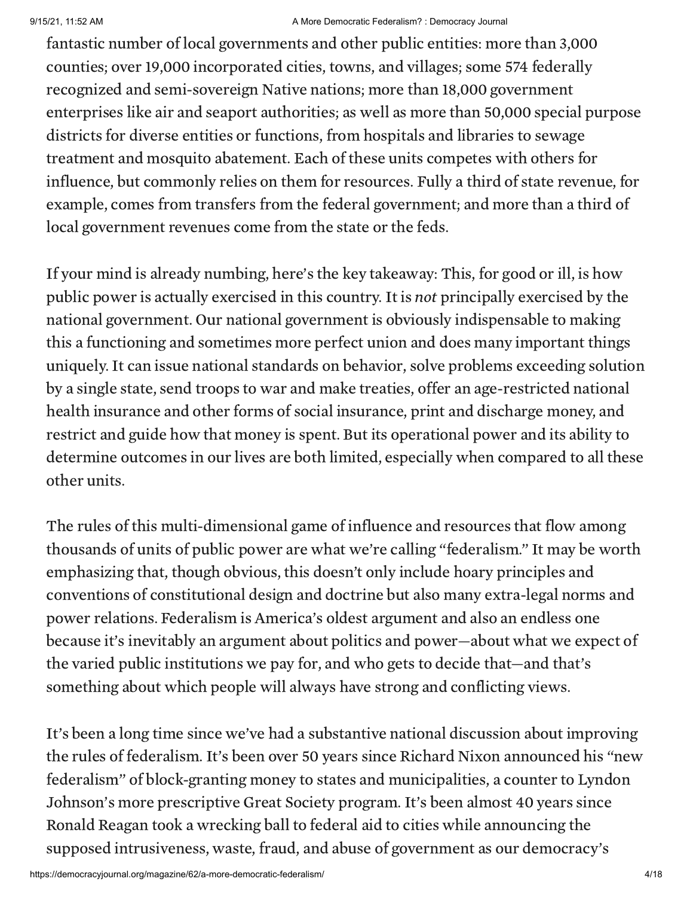fantastic number of local governments and other public entities: more than 3,000 counties; over 19,000 incorporated cities, towns, and villages; some 574 federally recognized and semi-sovereign Native nations; more than 18,000 government enterprises like air and seaport authorities; as well as more than 50,000 special purpose districts for diverse entities or functions, from hospitals and libraries to sewage treatment and mosquito abatement. Each of these units competes with others for influence, but commonly relies on them for resources. Fully a third of state revenue, for example, comes from transfers from the federal government; and more than a third of local government revenues come from the state or the feds.

If your mind is already numbing, here's the key takeaway: This, for good or ill, is how public power is actually exercised in this country. It is *not* principally exercised by the national government. Our national government is obviously indispensable to making this a functioning and sometimes more perfect union and does many important things uniquely. It can issue national standards on behavior, solve problems exceeding solution by a single state, send troops to war and make treaties, offer an age-restricted national health insurance and other forms of social insurance, print and discharge money, and restrict and guide how that money is spent. But its operational power and its ability to determine outcomes in our lives are both limited, especially when compared to all these other units.

The rules of this multi-dimensional game of influence and resources that flow among thousands of units of public power are what we're calling "federalism." It may be worth emphasizing that, though obvious, this doesn't only include hoary principles and conventions of constitutional design and doctrine but also many extra-legal norms and power relations. Federalism is America's oldest argument and also an endless one because it's inevitably an argument about politics and power—about what we expect of the varied public institutions we pay for, and who gets to decide that—and that's something about which people will always have strong and conflicting views.

It's been a long time since we've had a substantive national discussion about improving the rules of federalism. It's been over 50 years since Richard Nixon announced his "new federalism" of block-granting money to states and municipalities, a counter to Lyndon Johnson's more prescriptive Great Society program. It's been almost 40 years since Ronald Reagan took a wrecking ball to federal aid to cities while announcing the supposed intrusiveness, waste, fraud, and abuse of government as our democracy's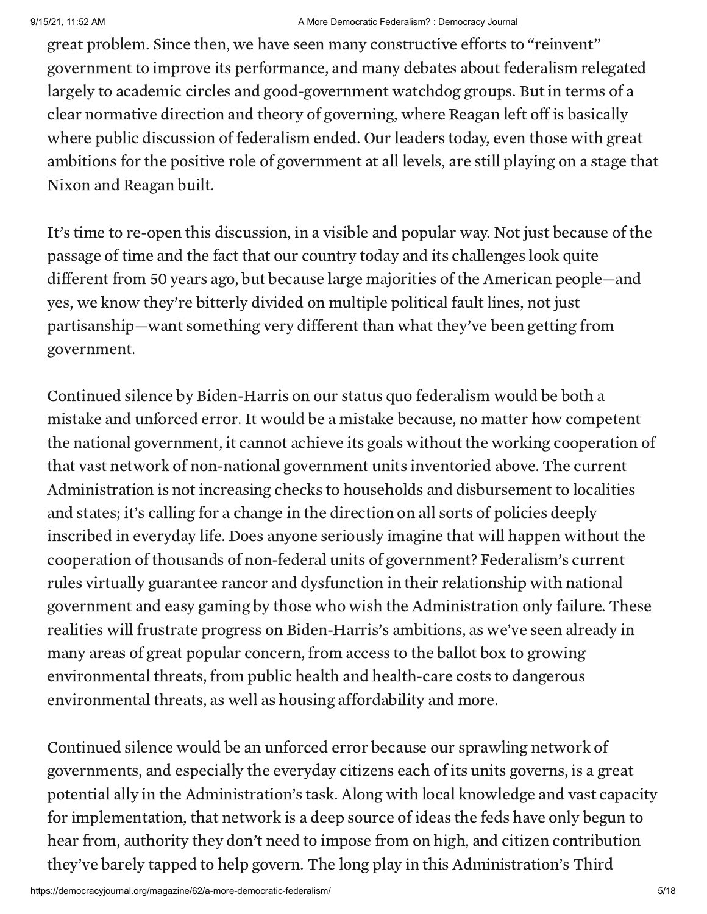great problem. Since then, we have seen many constructive efforts to "reinvent" government to improve its performance, and many debates about federalism relegated largely to academic circles and good-government watchdog groups. But in terms of a clear normative direction and theory of governing, where Reagan left off is basically where public discussion of federalism ended. Our leaders today, even those with great ambitions for the positive role of government at all levels, are still playing on a stage that Nixon and Reagan built.

It's time to re-open this discussion, in a visible and popular way. Not just because of the passage of time and the fact that our country today and its challenges look quite different from 50 years ago, but because large majorities of the American people—and yes, we know they're bitterly divided on multiple political fault lines, not just partisanship—want something very different than what they've been getting from government.

Continued silence by Biden-Harris on our status quo federalism would be both a mistake and unforced error. It would be a mistake because, no matter how competent the national government, it cannot achieve its goals without the working cooperation of that vast network of non-national government units inventoried above. The current Administration is not increasing checks to households and disbursement to localities and states; it's calling for a change in the direction on all sorts of policies deeply inscribed in everyday life. Does anyone seriously imagine that will happen without the cooperation of thousands of non-federal units of government? Federalism's current rules virtually guarantee rancor and dysfunction in their relationship with national government and easy gaming by those who wish the Administration only failure. These realities will frustrate progress on Biden-Harris's ambitions, as we've seen already in many areas of great popular concern, from access to the ballot box to growing environmental threats, from public health and health-care costs to dangerous environmental threats, as well as housing affordability and more.

Continued silence would be an unforced error because our sprawling network of governments, and especially the everyday citizens each of its units governs, is a great potential ally in the Administration's task. Along with local knowledge and vast capacity for implementation, that network is a deep source of ideas the feds have only begun to hear from, authority they don't need to impose from on high, and citizen contribution they've barely tapped to help govern. The long play in this Administration's Third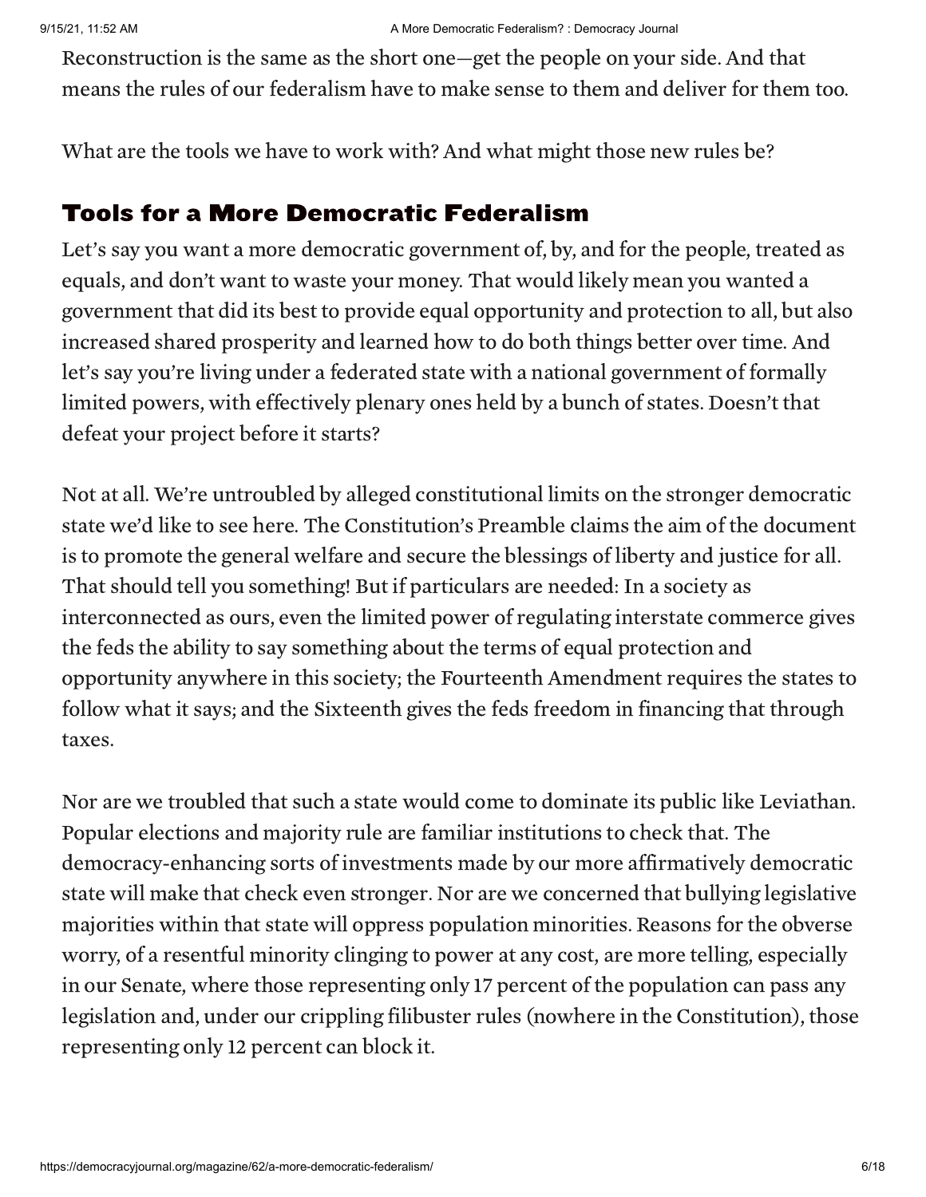Reconstruction is the same as the short one—get the people on your side. And that means the rules of our federalism have to make sense to them and deliver for them too.

What are the tools we have to work with? And what might those new rules be?

## Tools for a More Democratic Federalism

Let's say you want a more democratic government of, by, and for the people, treated as equals, and don't want to waste your money. That would likely mean you wanted a government that did its best to provide equal opportunity and protection to all, but also increased shared prosperity and learned how to do both things better over time. And let's say you're living under a federated state with a national government of formally limited powers, with effectively plenary ones held by a bunch of states. Doesn't that defeat your project before it starts?

Not at all. We're untroubled by alleged constitutional limits on the stronger democratic state we'd like to see here. The Constitution's Preamble claims the aim of the document is to promote the general welfare and secure the blessings of liberty and justice for all. That should tell you something! But if particulars are needed: In a society as interconnected as ours, even the limited power of regulating interstate commerce gives the feds the ability to say something about the terms of equal protection and opportunity anywhere in this society; the Fourteenth Amendment requires the states to follow what it says; and the Sixteenth gives the feds freedom in financing that through taxes.

Nor are we troubled that such a state would come to dominate its public like Leviathan. Popular elections and majority rule are familiar institutions to check that. The democracy-enhancing sorts of investments made by our more affirmatively democratic state will make that check even stronger. Nor are we concerned that bullying legislative majorities within that state will oppress population minorities. Reasons for the obverse worry, of a resentful minority clinging to power at any cost, are more telling, especially in our Senate, where those representing only 17 percent of the population can pass any legislation and, under our crippling filibuster rules (nowhere in the Constitution), those representing only 12 percent can block it.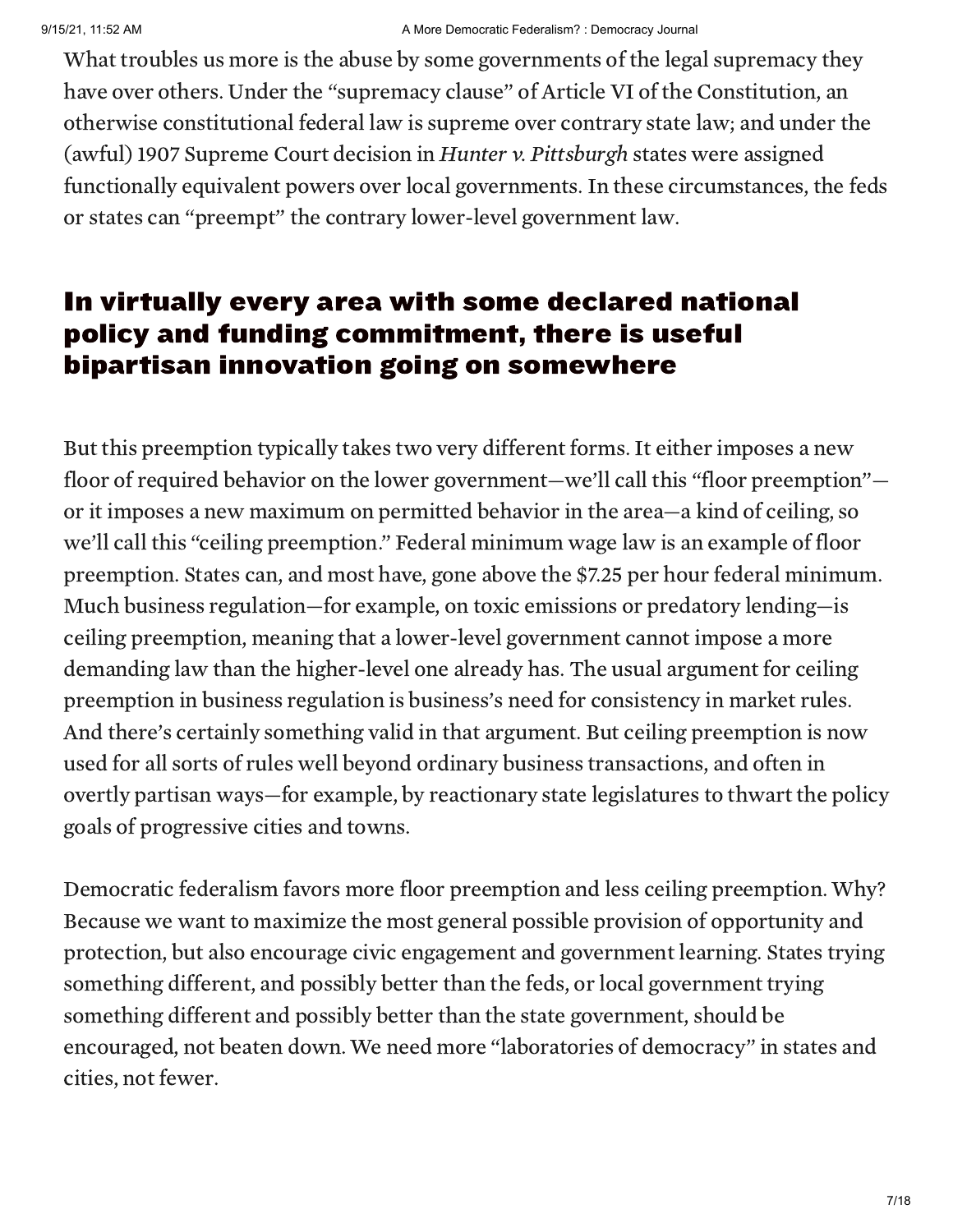What troubles us more is the abuse by some governments of the legal supremacy they have over others. Under the "supremacy clause" of Article VI of the Constitution, an otherwise constitutional federal law is supreme over contrary state law; and under the (awful) 1907 Supreme Court decision in *Hunter v. Pittsburgh* states were assigned functionally equivalent powers over local governments. In these circumstances, the feds or states can "preempt" the contrary lower-level government law.

## In virtually every area with some declared national policy and funding commitment, there is useful bipartisan innovation going on somewhere

But this preemption typically takes two very different forms. It either imposes a new floor of required behavior on the lower government—we'll call this "floor preemption"—or it imposes a new maximum on permitted behavior in the area—a kind of ceiling, so we'll call this "ceiling preemption." Federal minimum wage law is an example of floor preemption. States can, and most have, gone above the $7.25 per hour federal minimum. Much business regulation—for example, on toxic emissions or predatory lending—is ceiling preemption, meaning that a lower-level government cannot impose a more demanding law than the higher-level one already has. The usual argument for ceiling preemption in business regulation is business's need for consistency in market rules. And there's certainly something valid in that argument. But ceiling preemption is now used for all sorts of rules well beyond ordinary business transactions, and often in overtly partisan ways—for example, by reactionary state legislatures to thwart the policy goals of progressive cities and towns.

Democratic federalism favors more floor preemption and less ceiling preemption. Why? Because we want to maximize the most general possible provision of opportunity and protection, but also encourage civic engagement and government learning. States trying something different, and possibly better than the feds, or local government trying something different and possibly better than the state government, should be encouraged, not beaten down. We need more "laboratories of democracy" in states and cities, not fewer.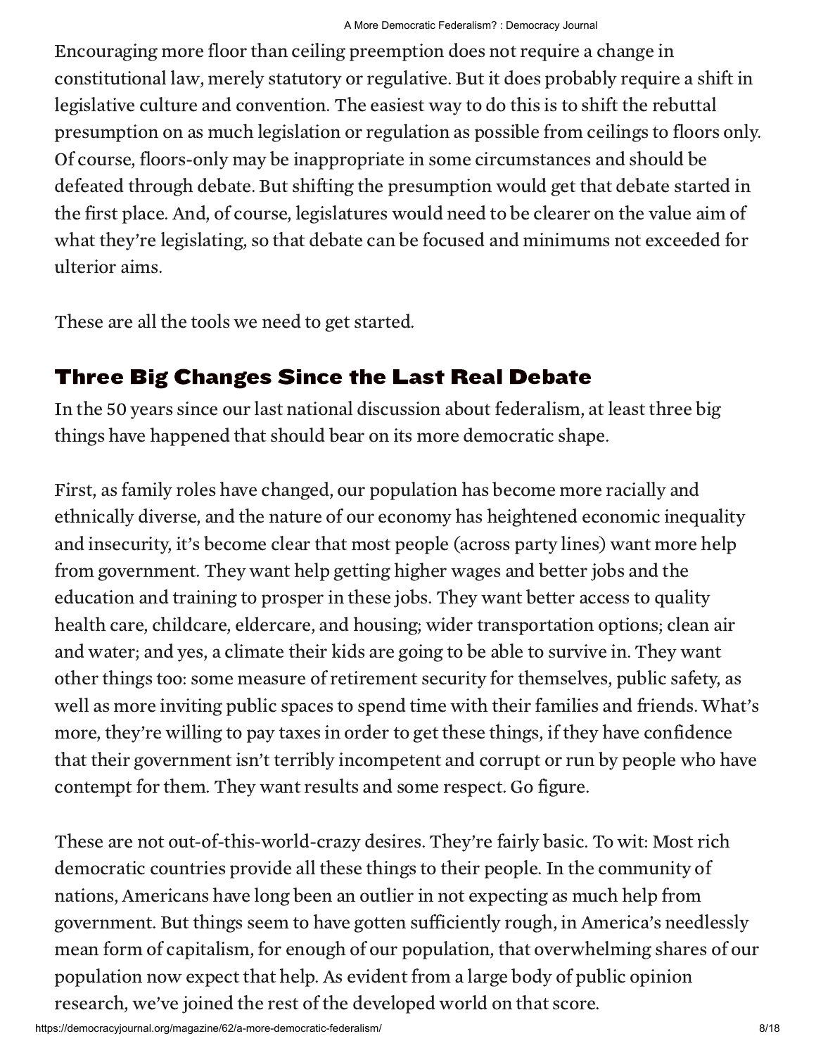Encouraging more floor than ceiling preemption does not require a change in constitutional law, merely statutory or regulative. But it does probably require a shift in legislative culture and convention. The easiest way to do this is to shift the rebuttal presumption on as much legislation or regulation as possible from ceilings to floors only. Of course, floors-only may be inappropriate in some circumstances and should be defeated through debate. But shifting the presumption would get that debate started in the first place. And, of course, legislatures would need to be clearer on the value aim of what they're legislating, so that debate can be focused and minimums not exceeded for ulterior aims.

These are all the tools we need to get started.

## Three Big Changes Since the Last Real Debate

In the 50 years since our last national discussion about federalism, at least three big things have happened that should bear on its more democratic shape.

First, as family roles have changed, our population has become more racially and ethnically diverse, and the nature of our economy has heightened economic inequality and insecurity, it's become clear that most people (across party lines) want more help from government. They want help getting higher wages and better jobs and the education and training to prosper in these jobs. They want better access to quality health care, childcare, eldercare, and housing; wider transportation options; clean air and water; and yes, a climate their kids are going to be able to survive in. They want other things too: some measure of retirement security for themselves, public safety, as well as more inviting public spaces to spend time with their families and friends. What's more, they're willing to pay taxes in order to get these things, if they have confidence that their government isn't terribly incompetent and corrupt or run by people who have contempt for them. They want results and some respect. Go figure.

These are not out-of-this-world-crazy desires. They're fairly basic. To wit: Most rich democratic countries provide all these things to their people. In the community of nations, Americans have long been an outlier in not expecting as much help from government. But things seem to have gotten sufficiently rough, in America's needlessly mean form of capitalism, for enough of our population, that overwhelming shares of our population now expect that help. As evident from a large body of public opinion research, we've joined the rest of the developed world on that score.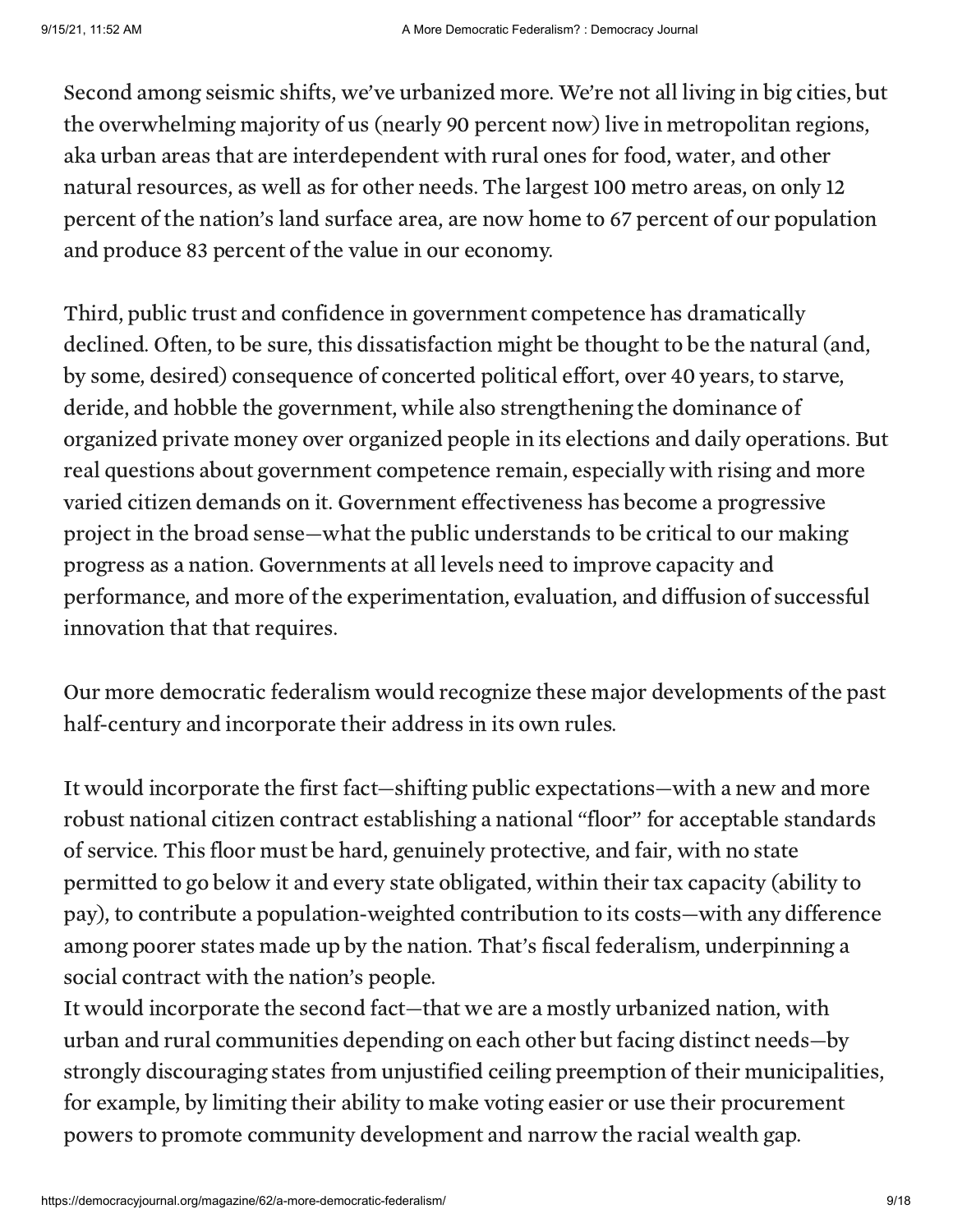Second among seismic shifts, we've urbanized more. We're not all living in big cities, but the overwhelming majority of us (nearly 90 percent now) live in metropolitan regions, aka urban areas that are interdependent with rural ones for food, water, and other natural resources, as well as for other needs. The largest 100 metro areas, on only 12 percent of the nation's land surface area, are now home to 67 percent of our population and produce 83 percent of the value in our economy.

Third, public trust and confidence in government competence has dramatically declined. Often, to be sure, this dissatisfaction might be thought to be the natural (and, by some, desired) consequence of concerted political effort, over 40 years, to starve, deride, and hobble the government, while also strengthening the dominance of organized private money over organized people in its elections and daily operations. But real questions about government competence remain, especially with rising and more varied citizen demands on it. Government effectiveness has become a progressive project in the broad sense—what the public understands to be critical to our making progress as a nation. Governments at all levels need to improve capacity and performance, and more of the experimentation, evaluation, and diffusion of successful innovation that that requires.

Our more democratic federalism would recognize these major developments of the past half-century and incorporate their address in its own rules.

It would incorporate the first fact—shifting public expectations—with a new and more robust national citizen contract establishing a national "floor" for acceptable standards of service. This floor must be hard, genuinely protective, and fair, with no state permitted to go below it and every state obligated, within their tax capacity (ability to pay), to contribute a population-weighted contribution to its costs—with any difference among poorer states made up by the nation. That's fiscal federalism, underpinning a social contract with the nation's people.

It would incorporate the second fact—that we are a mostly urbanized nation, with urban and rural communities depending on each other but facing distinct needs—by strongly discouraging states from unjustified ceiling preemption of their municipalities, for example, by limiting their ability to make voting easier or use their procurement powers to promote community development and narrow the racial wealth gap.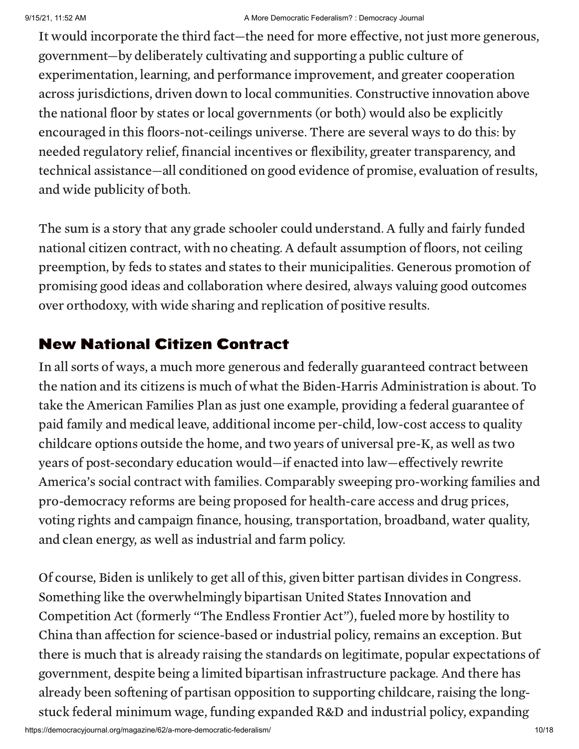It would incorporate the third fact—the need for more effective, not just more generous, government—by deliberately cultivating and supporting a public culture of experimentation, learning, and performance improvement, and greater cooperation across jurisdictions, driven down to local communities. Constructive innovation above the national floor by states or local governments (or both) would also be explicitly encouraged in this floors-not-ceilings universe. There are several ways to do this: by needed regulatory relief, financial incentives or flexibility, greater transparency, and technical assistance—all conditioned on good evidence of promise, evaluation of results, and wide publicity of both.

The sum is a story that any grade schooler could understand. A fully and fairly funded national citizen contract, with no cheating. A default assumption of floors, not ceiling preemption, by feds to states and states to their municipalities. Generous promotion of promising good ideas and collaboration where desired, always valuing good outcomes over orthodoxy, with wide sharing and replication of positive results.

## New National Citizen Contract

In all sorts of ways, a much more generous and federally guaranteed contract between the nation and its citizens is much of what the Biden-Harris Administration is about. To take the American Families Plan as just one example, providing a federal guarantee of paid family and medical leave, additional income per-child, low-cost access to quality childcare options outside the home, and two years of universal pre-K, as well as two years of post-secondary education would—if enacted into law—effectively rewrite America's social contract with families. Comparably sweeping pro-working families and pro-democracy reforms are being proposed for health-care access and drug prices, voting rights and campaign finance, housing, transportation, broadband, water quality, and clean energy, as well as industrial and farm policy.

Of course, Biden is unlikely to get all of this, given bitter partisan divides in Congress. Something like the overwhelmingly bipartisan United States Innovation and Competition Act (formerly "The Endless Frontier Act"), fueled more by hostility to China than affection for science-based or industrial policy, remains an exception. But there is much that is already raising the standards on legitimate, popular expectations of government, despite being a limited bipartisan infrastructure package. And there has already been softening of partisan opposition to supporting childcare, raising the long-stuck federal minimum wage, funding expanded R&D and industrial policy, expanding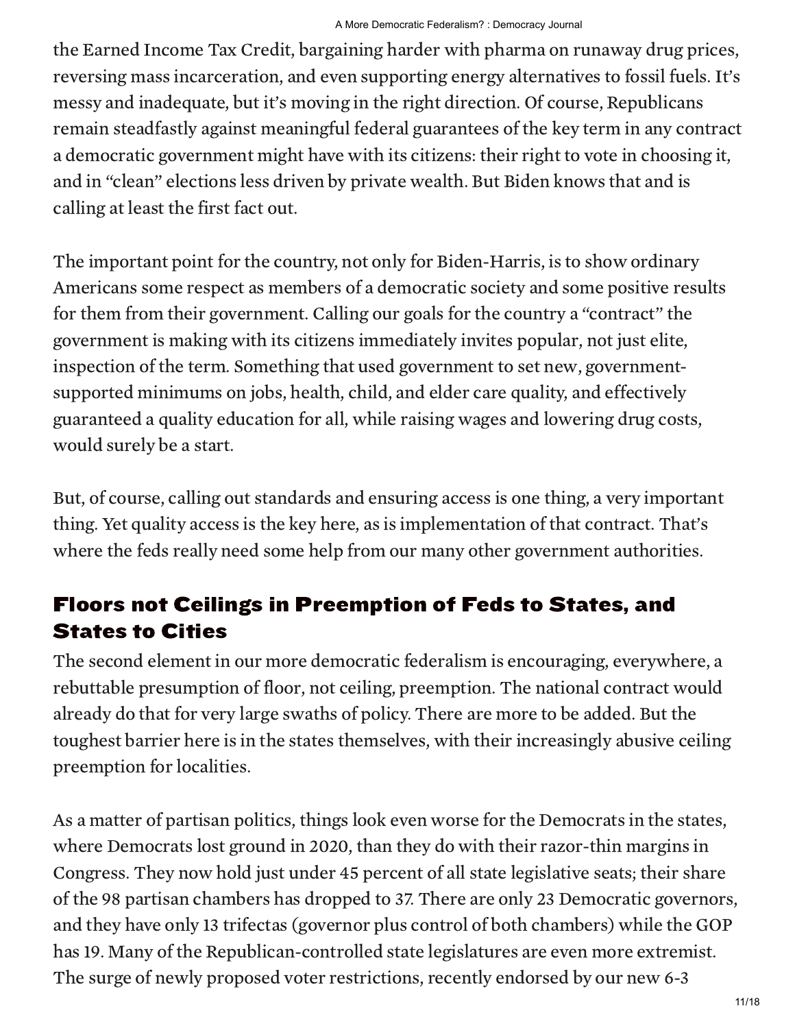the Earned Income Tax Credit, bargaining harder with pharma on runaway drug prices, reversing mass incarceration, and even supporting energy alternatives to fossil fuels. It's messy and inadequate, but it's moving in the right direction. Of course, Republicans remain steadfastly against meaningful federal guarantees of the key term in any contract a democratic government might have with its citizens: their right to vote in choosing it, and in "clean" elections less driven by private wealth. But Biden knows that and is calling at least the first fact out.

The important point for the country, not only for Biden-Harris, is to show ordinary Americans some respect as members of a democratic society and some positive results for them from their government. Calling our goals for the country a "contract" the government is making with its citizens immediately invites popular, not just elite, inspection of the term. Something that used government to set new, government-supported minimums on jobs, health, child, and elder care quality, and effectively guaranteed a quality education for all, while raising wages and lowering drug costs, would surely be a start.

But, of course, calling out standards and ensuring access is one thing, a very important thing. Yet quality access is the key here, as is implementation of that contract. That's where the feds really need some help from our many other government authorities.

## Floors not Ceilings in Preemption of Feds to States, and States to Cities

The second element in our more democratic federalism is encouraging, everywhere, a rebuttable presumption of floor, not ceiling, preemption. The national contract would already do that for very large swaths of policy. There are more to be added. But the toughest barrier here is in the states themselves, with their increasingly abusive ceiling preemption for localities.

As a matter of partisan politics, things look even worse for the Democrats in the states, where Democrats lost ground in 2020, than they do with their razor-thin margins in Congress. They now hold just under 45 percent of all state legislative seats; their share of the 98 partisan chambers has dropped to 37. There are only 23 Democratic governors, and they have only 13 trifectas (governor plus control of both chambers) while the GOP has 19. Many of the Republican-controlled state legislatures are even more extremist. The surge of newly proposed voter restrictions, recently endorsed by our new 6-3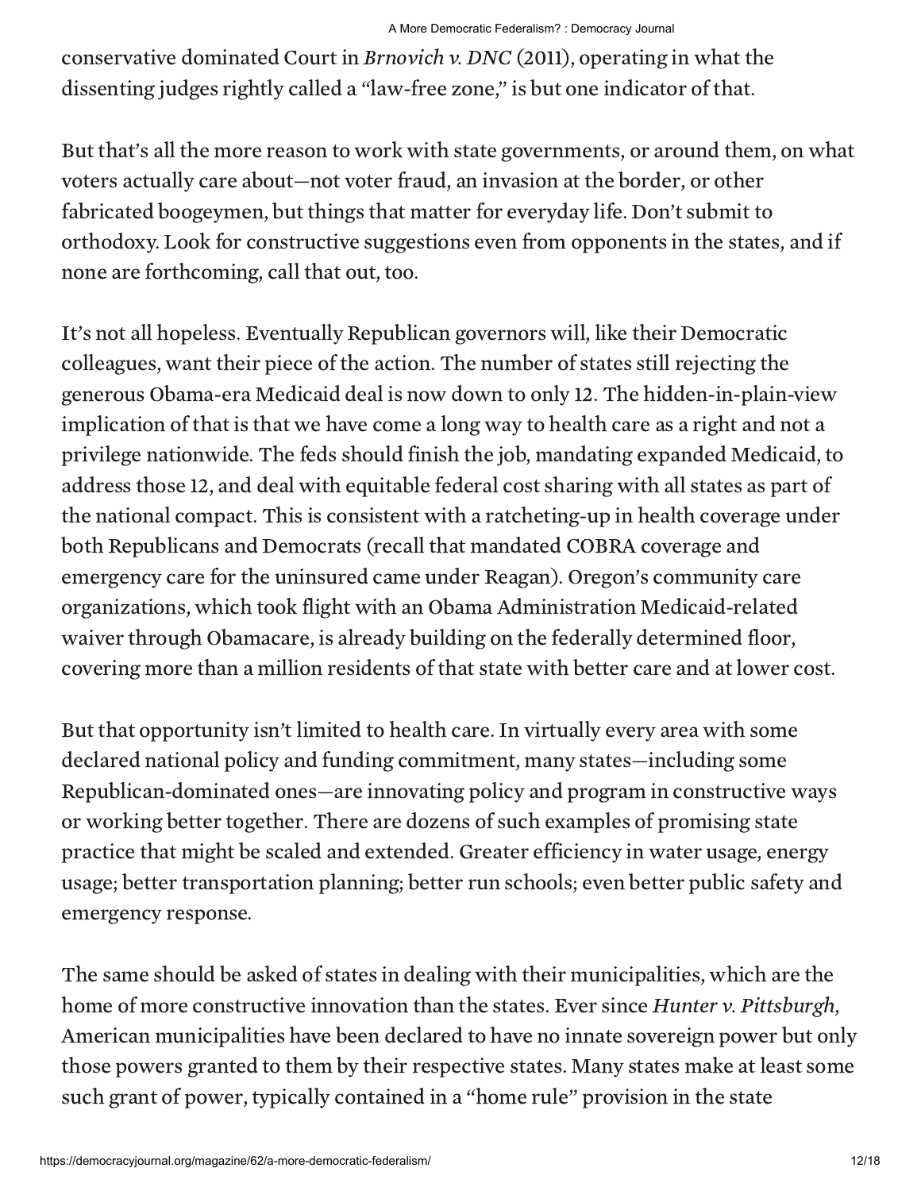conservative dominated Court in *Brnovich v. DNC* (2011), operating in what the dissenting judges rightly called a "law-free zone," is but one indicator of that.

But that's all the more reason to work with state governments, or around them, on what voters actually care about—not voter fraud, an invasion at the border, or other fabricated boogeymen, but things that matter for everyday life. Don't submit to orthodoxy. Look for constructive suggestions even from opponents in the states, and if none are forthcoming, call that out, too.

It's not all hopeless. Eventually Republican governors will, like their Democratic colleagues, want their piece of the action. The number of states still rejecting the generous Obama-era Medicaid deal is now down to only 12. The hidden-in-plain-view implication of that is that we have come a long way to health care as a right and not a privilege nationwide. The feds should finish the job, mandating expanded Medicaid, to address those 12, and deal with equitable federal cost sharing with all states as part of the national compact. This is consistent with a ratcheting-up in health coverage under both Republicans and Democrats (recall that mandated COBRA coverage and emergency care for the uninsured came under Reagan). Oregon's community care organizations, which took flight with an Obama Administration Medicaid-related waiver through Obamacare, is already building on the federally determined floor, covering more than a million residents of that state with better care and at lower cost.

But that opportunity isn't limited to health care. In virtually every area with some declared national policy and funding commitment, many states—including some Republican-dominated ones—are innovating policy and program in constructive ways or working better together. There are dozens of such examples of promising state practice that might be scaled and extended. Greater efficiency in water usage, energy usage; better transportation planning; better run schools; even better public safety and emergency response.

The same should be asked of states in dealing with their municipalities, which are the home of more constructive innovation than the states. Ever since *Hunter v. Pittsburgh*, American municipalities have been declared to have no innate sovereign power but only those powers granted to them by their respective states. Many states make at least some such grant of power, typically contained in a "home rule" provision in the state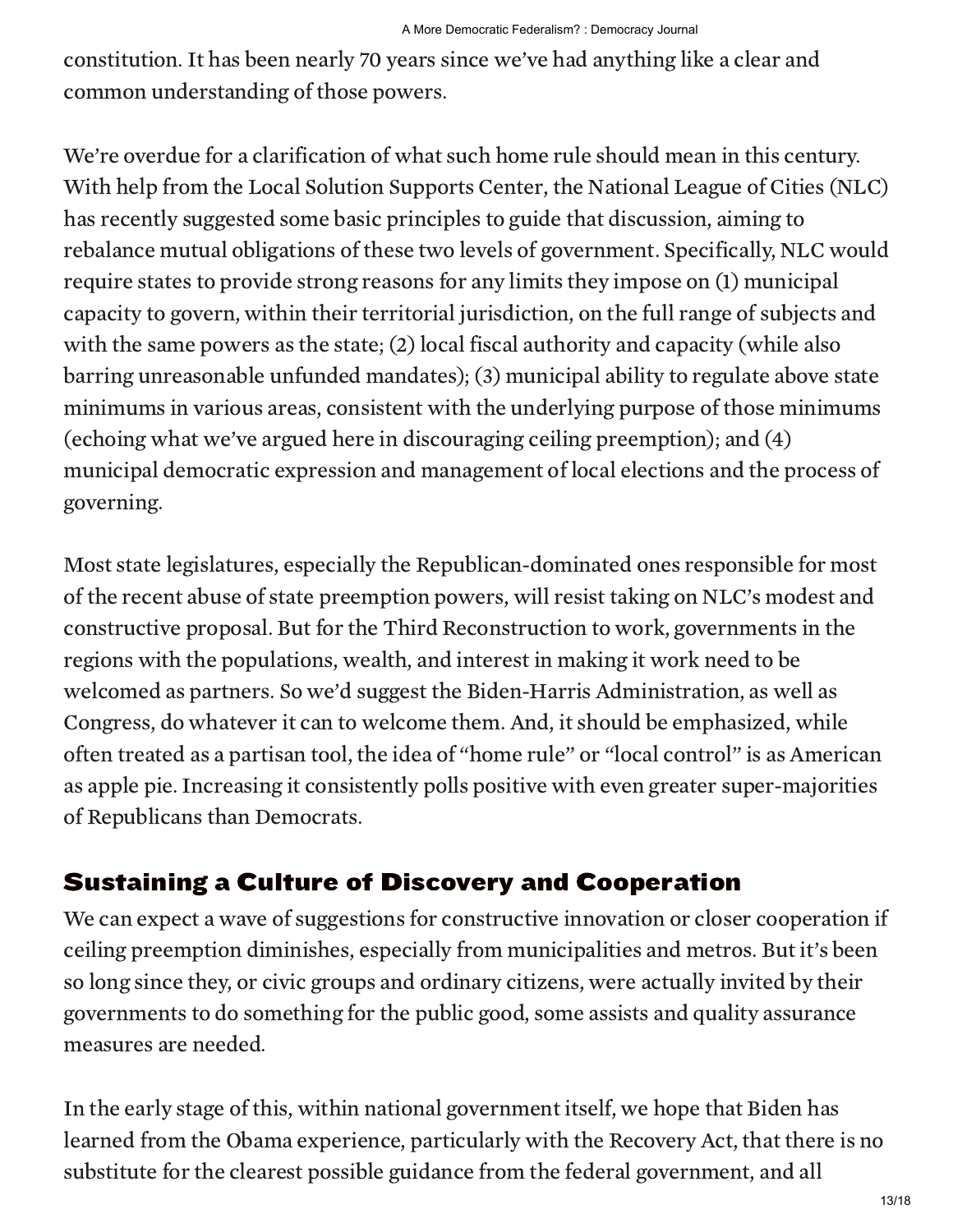constitution. It has been nearly 70 years since we've had anything like a clear and common understanding of those powers.

We're overdue for a clarification of what such home rule should mean in this century. With help from the Local Solution Supports Center, the National League of Cities (NLC) has recently suggested some basic principles to guide that discussion, aiming to rebalance mutual obligations of these two levels of government. Specifically, NLC would require states to provide strong reasons for any limits they impose on (1) municipal capacity to govern, within their territorial jurisdiction, on the full range of subjects and with the same powers as the state; (2) local fiscal authority and capacity (while also barring unreasonable unfunded mandates); (3) municipal ability to regulate above state minimums in various areas, consistent with the underlying purpose of those minimums (echoing what we've argued here in discouraging ceiling preemption); and (4) municipal democratic expression and management of local elections and the process of governing.

Most state legislatures, especially the Republican-dominated ones responsible for most of the recent abuse of state preemption powers, will resist taking on NLC's modest and constructive proposal. But for the Third Reconstruction to work, governments in the regions with the populations, wealth, and interest in making it work need to be welcomed as partners. So we'd suggest the Biden-Harris Administration, as well as Congress, do whatever it can to welcome them. And, it should be emphasized, while often treated as a partisan tool, the idea of "home rule" or "local control" is as American as apple pie. Increasing it consistently polls positive with even greater super-majorities of Republicans than Democrats.

## Sustaining a Culture of Discovery and Cooperation

We can expect a wave of suggestions for constructive innovation or closer cooperation if ceiling preemption diminishes, especially from municipalities and metros. But it's been so long since they, or civic groups and ordinary citizens, were actually invited by their governments to do something for the public good, some assists and quality assurance measures are needed.

In the early stage of this, within national government itself, we hope that Biden has learned from the Obama experience, particularly with the Recovery Act, that there is no substitute for the clearest possible guidance from the federal government, and all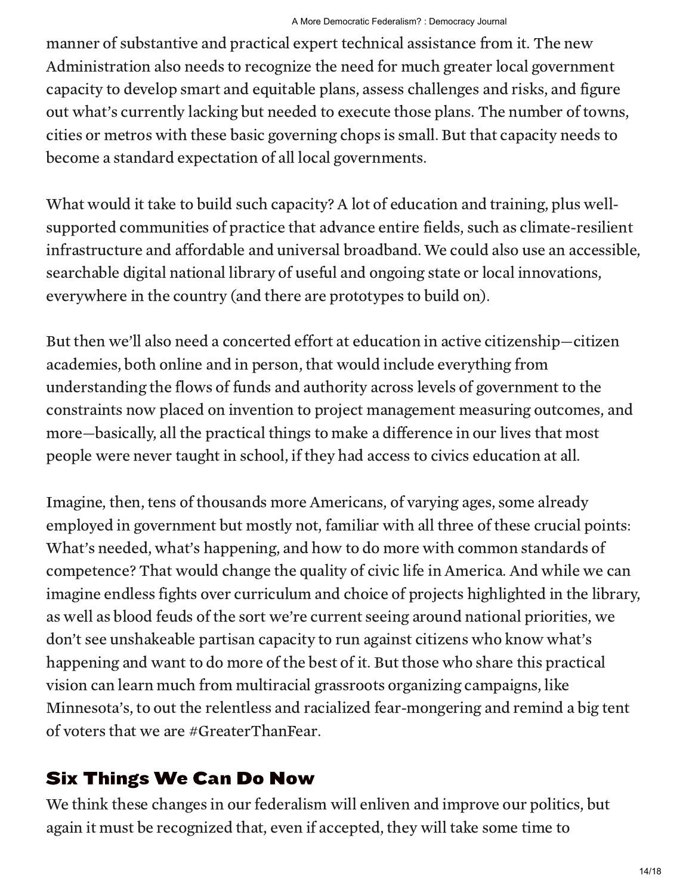manner of substantive and practical expert technical assistance from it. The new Administration also needs to recognize the need for much greater local government capacity to develop smart and equitable plans, assess challenges and risks, and figure out what's currently lacking but needed to execute those plans. The number of towns, cities or metros with these basic governing chops is small. But that capacity needs to become a standard expectation of all local governments.

What would it take to build such capacity? A lot of education and training, plus well-supported communities of practice that advance entire fields, such as climate-resilient infrastructure and affordable and universal broadband. We could also use an accessible, searchable digital national library of useful and ongoing state or local innovations, everywhere in the country (and there are prototypes to build on).

But then we'll also need a concerted effort at education in active citizenship—citizen academies, both online and in person, that would include everything from understanding the flows of funds and authority across levels of government to the constraints now placed on invention to project management measuring outcomes, and more—basically, all the practical things to make a difference in our lives that most people were never taught in school, if they had access to civics education at all.

Imagine, then, tens of thousands more Americans, of varying ages, some already employed in government but mostly not, familiar with all three of these crucial points: What's needed, what's happening, and how to do more with common standards of competence? That would change the quality of civic life in America. And while we can imagine endless fights over curriculum and choice of projects highlighted in the library, as well as blood feuds of the sort we're current seeing around national priorities, we don't see unshakeable partisan capacity to run against citizens who know what's happening and want to do more of the best of it. But those who share this practical vision can learn much from multiracial grassroots organizing campaigns, like Minnesota's, to out the relentless and racialized fear-mongering and remind a big tent of voters that we are #GreaterThanFear.

## Six Things We Can Do Now

We think these changes in our federalism will enliven and improve our politics, but again it must be recognized that, even if accepted, they will take some time to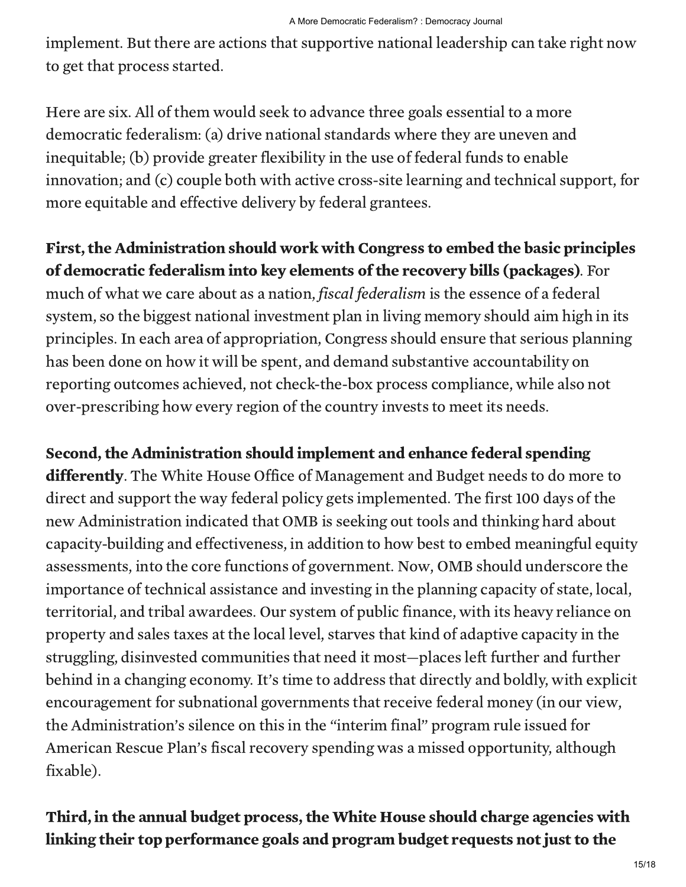implement. But there are actions that supportive national leadership can take right now to get that process started.

Here are six. All of them would seek to advance three goals essential to a more democratic federalism: (a) drive national standards where they are uneven and inequitable; (b) provide greater flexibility in the use of federal funds to enable innovation; and (c) couple both with active cross-site learning and technical support, for more equitable and effective delivery by federal grantees.

**First, the Administration should work with Congress to embed the basic principles of democratic federalism into key elements of the recovery bills (packages)**. For much of what we care about as a nation, *fiscal federalism* is the essence of a federal system, so the biggest national investment plan in living memory should aim high in its principles. In each area of appropriation, Congress should ensure that serious planning has been done on how it will be spent, and demand substantive accountability on reporting outcomes achieved, not check-the-box process compliance, while also not over-prescribing how every region of the country invests to meet its needs.

**Second, the Administration should implement and enhance federal spending differently**. The White House Office of Management and Budget needs to do more to direct and support the way federal policy gets implemented. The first 100 days of the new Administration indicated that OMB is seeking out tools and thinking hard about capacity-building and effectiveness, in addition to how best to embed meaningful equity assessments, into the core functions of government. Now, OMB should underscore the importance of technical assistance and investing in the planning capacity of state, local, territorial, and tribal awardees. Our system of public finance, with its heavy reliance on property and sales taxes at the local level, starves that kind of adaptive capacity in the struggling, disinvested communities that need it most—places left further and further behind in a changing economy. It's time to address that directly and boldly, with explicit encouragement for subnational governments that receive federal money (in our view, the Administration's silence on this in the "interim final" program rule issued for American Rescue Plan's fiscal recovery spending was a missed opportunity, although fixable).

**Third, in the annual budget process, the White House should charge agencies with linking their top performance goals and program budget requests not just to the**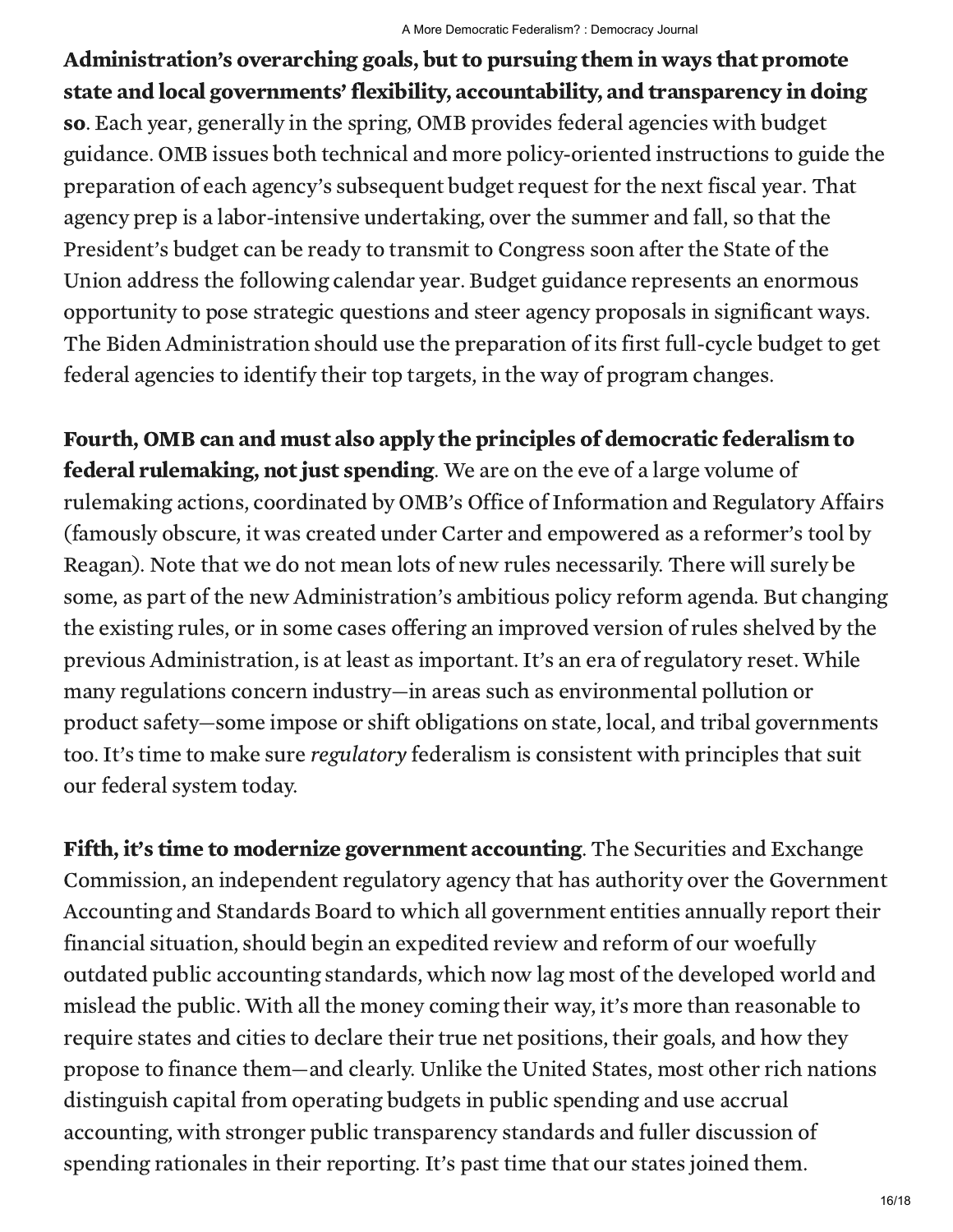**Administration's overarching goals, but to pursuing them in ways that promote state and local governments' flexibility, accountability, and transparency in doing so**. Each year, generally in the spring, OMB provides federal agencies with budget guidance. OMB issues both technical and more policy-oriented instructions to guide the preparation of each agency's subsequent budget request for the next fiscal year. That agency prep is a labor-intensive undertaking, over the summer and fall, so that the President's budget can be ready to transmit to Congress soon after the State of the Union address the following calendar year. Budget guidance represents an enormous opportunity to pose strategic questions and steer agency proposals in significant ways. The Biden Administration should use the preparation of its first full-cycle budget to get federal agencies to identify their top targets, in the way of program changes.

**Fourth, OMB can and must also apply the principles of democratic federalism to federal rulemaking, not just spending**. We are on the eve of a large volume of rulemaking actions, coordinated by OMB's Office of Information and Regulatory Affairs (famously obscure, it was created under Carter and empowered as a reformer's tool by Reagan). Note that we do not mean lots of new rules necessarily. There will surely be some, as part of the new Administration's ambitious policy reform agenda. But changing the existing rules, or in some cases offering an improved version of rules shelved by the previous Administration, is at least as important. It's an era of regulatory reset. While many regulations concern industry—in areas such as environmental pollution or product safety—some impose or shift obligations on state, local, and tribal governments too. It's time to make sure *regulatory* federalism is consistent with principles that suit our federal system today.

**Fifth, it's time to modernize government accounting**. The Securities and Exchange Commission, an independent regulatory agency that has authority over the Government Accounting and Standards Board to which all government entities annually report their financial situation, should begin an expedited review and reform of our woefully outdated public accounting standards, which now lag most of the developed world and mislead the public. With all the money coming their way, it's more than reasonable to require states and cities to declare their true net positions, their goals, and how they propose to finance them—and clearly. Unlike the United States, most other rich nations distinguish capital from operating budgets in public spending and use accrual accounting, with stronger public transparency standards and fuller discussion of spending rationales in their reporting. It's past time that our states joined them.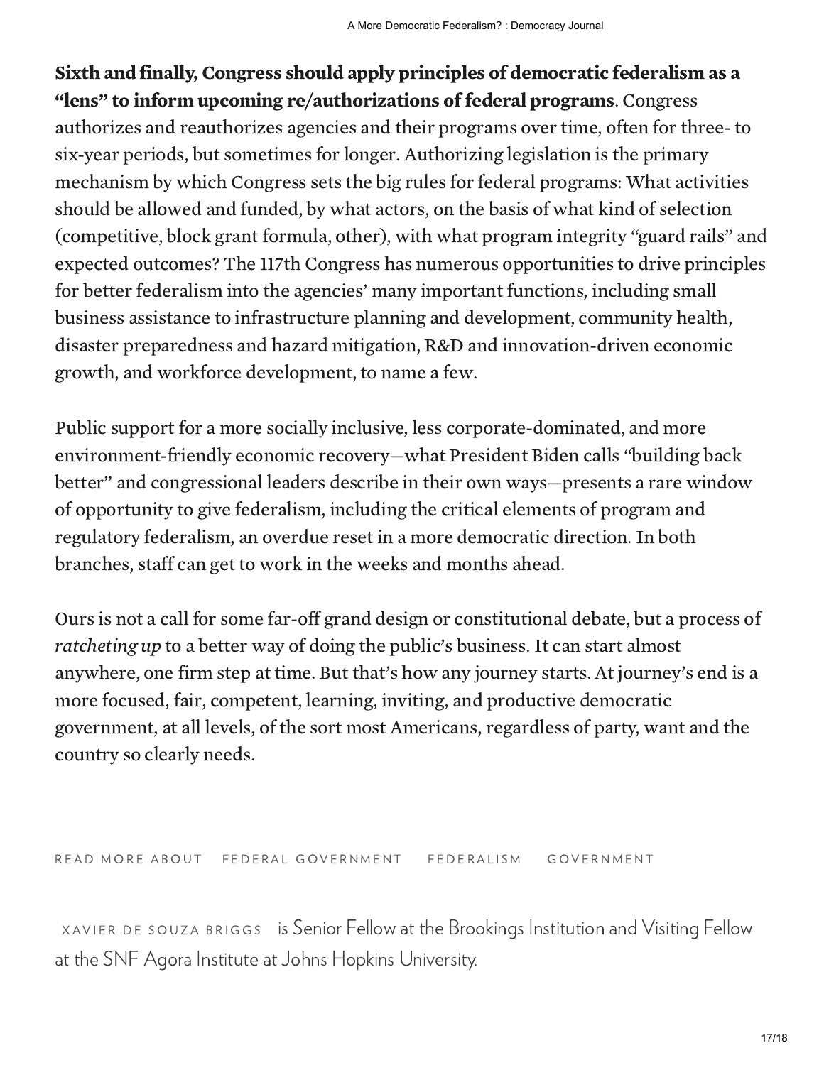**Sixth and finally, Congress should apply principles of democratic federalism as a "lens" to inform upcoming re/authorizations of federal programs**. Congress authorizes and reauthorizes agencies and their programs over time, often for three- to six-year periods, but sometimes for longer. Authorizing legislation is the primary mechanism by which Congress sets the big rules for federal programs: What activities should be allowed and funded, by what actors, on the basis of what kind of selection (competitive, block grant formula, other), with what program integrity "guard rails" and expected outcomes? The 117th Congress has numerous opportunities to drive principles for better federalism into the agencies' many important functions, including small business assistance to infrastructure planning and development, community health, disaster preparedness and hazard mitigation, R&D and innovation-driven economic growth, and workforce development, to name a few.

Public support for a more socially inclusive, less corporate-dominated, and more environment-friendly economic recovery—what President Biden calls "building back better" and congressional leaders describe in their own ways—presents a rare window of opportunity to give federalism, including the critical elements of program and regulatory federalism, an overdue reset in a more democratic direction. In both branches, staff can get to work in the weeks and months ahead.

Ours is not a call for some far-off grand design or constitutional debate, but a process of *ratcheting up* to a better way of doing the public's business. It can start almost anywhere, one firm step at time. But that's how any journey starts. At journey's end is a more focused, fair, competent, learning, inviting, and productive democratic government, at all levels, of the sort most Americans, regardless of party, want and the country so clearly needs.

READ MORE ABOUT FEDERAL GOVERNMENT FEDERALISM GOVERNMENT

XAVIER DE SOUZA BRIGGS is Senior Fellow at the Brookings Institution and Visiting Fellow at the SNF Agora Institute at Johns Hopkins University.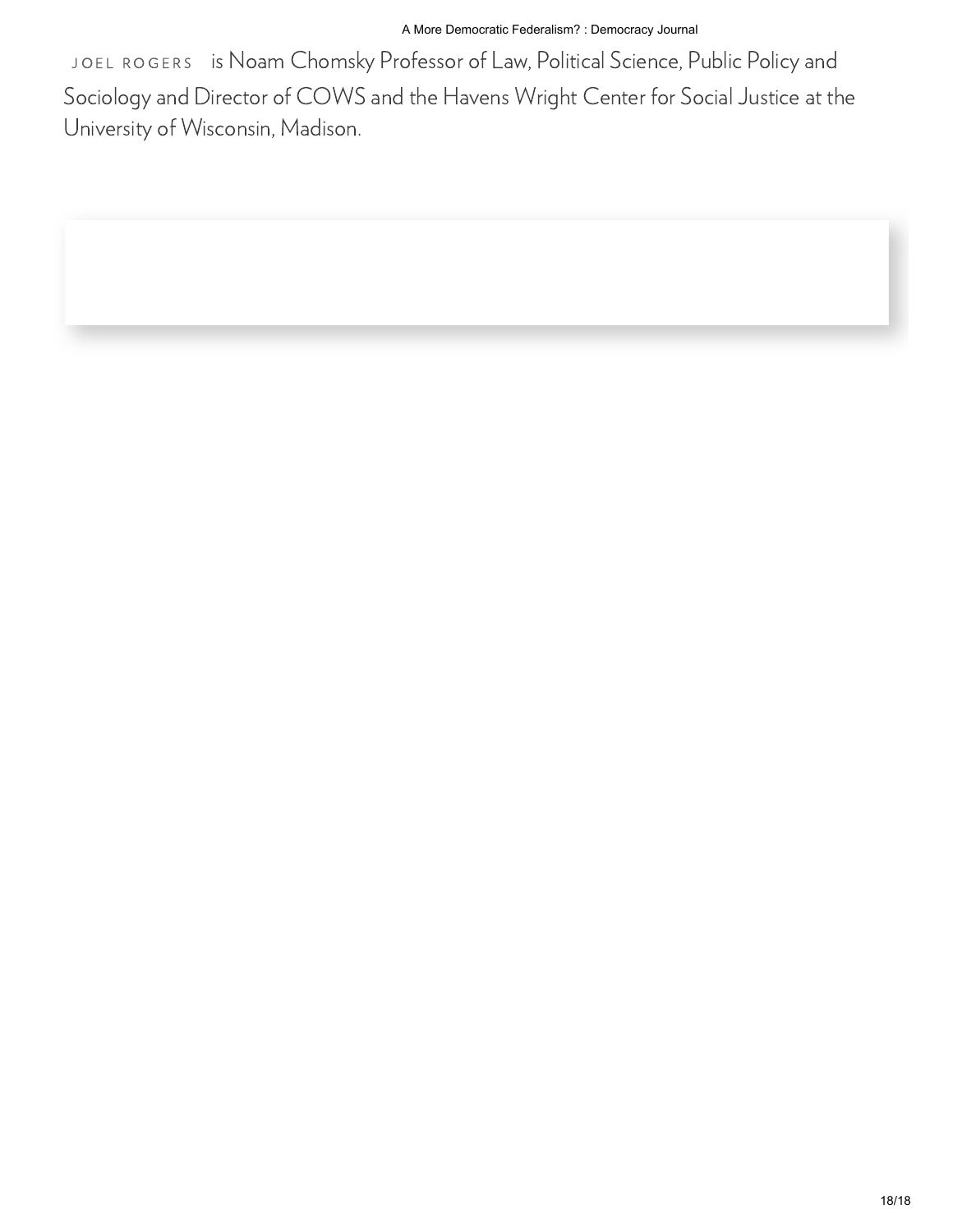JOEL ROGERS is Noam Chomsky Professor of Law, Political Science, Public Policy and Sociology and Director of COWS and the Havens Wright Center for Social Justice at the University of Wisconsin, Madison.